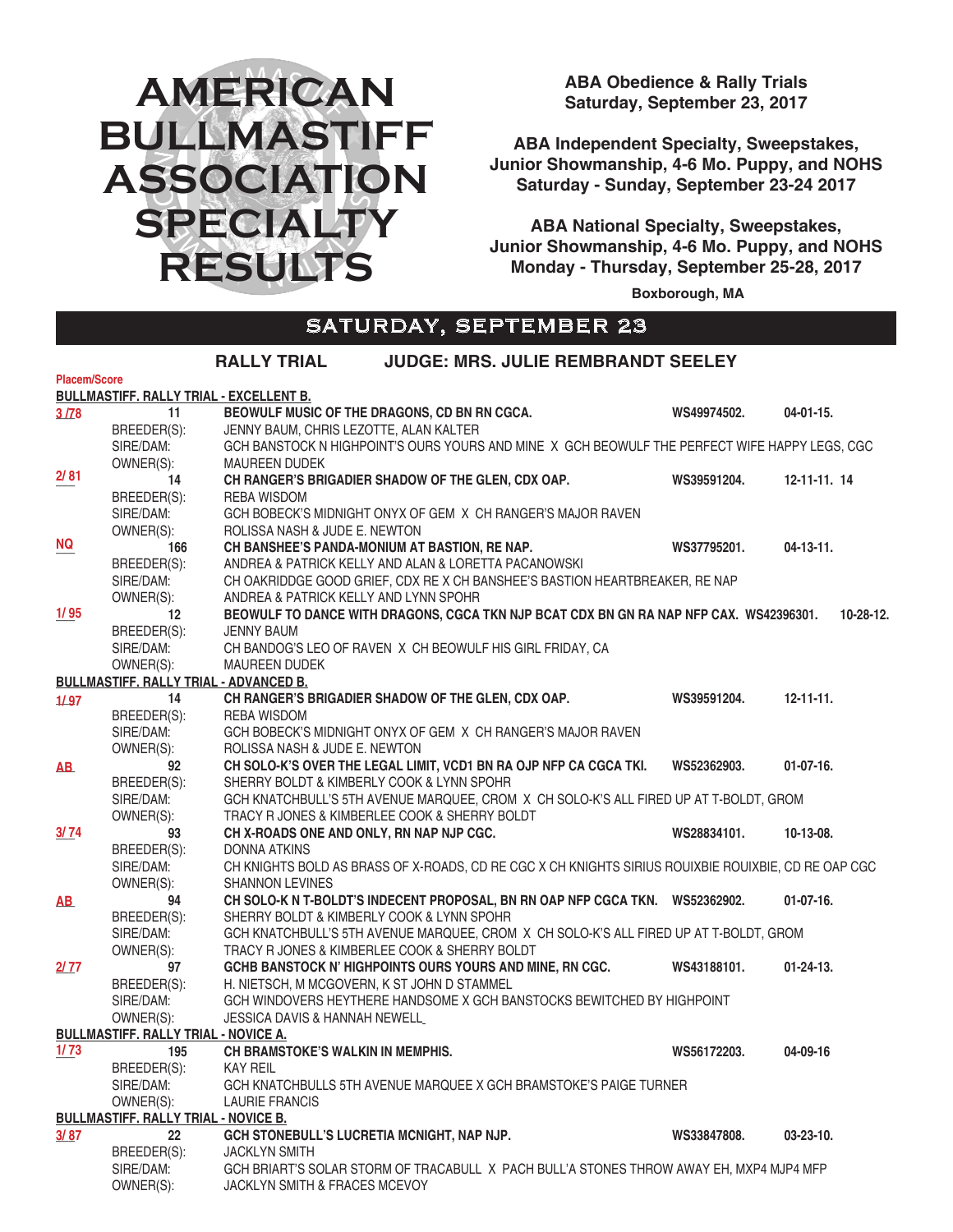# AMERICAN BULLMASTIFF ASSOCIATION SPECIALTY RESULTS

**ABA Obedience & Rally Trials**
**Saturday, September 23, 2017**

**ABA Independent Specialty, Sweepstakes, Junior Showmanship, 4-6 Mo. Puppy, and NOHS**
**Saturday - Sunday, September 23-24 2017**

**ABA National Specialty, Sweepstakes, Junior Showmanship, 4-6 Mo. Puppy, and NOHS**
**Monday - Thursday, September 25-28, 2017**

**Boxborough, MA**

## SATURDAY, SEPTEMBER 23

### RALLY TRIAL — JUDGE: MRS. JULIE REMBRANDT SEELEY

Placem/Score

**BULLMASTIFF. RALLY TRIAL - EXCELLENT B.**

3 /78 — 11 — **BEOWULF MUSIC OF THE DRAGONS, CD BN RN CGCA.** — WS49974502. — 04-01-15.
BREEDER(S): JENNY BAUM, CHRIS LEZOTTE, ALAN KALTER
SIRE/DAM: GCH BANSTOCK N HIGHPOINT'S OURS YOURS AND MINE X GCH BEOWULF THE PERFECT WIFE HAPPY LEGS, CGC
OWNER(S): MAUREEN DUDEK

2/ 81 — 14 — **CH RANGER'S BRIGADIER SHADOW OF THE GLEN, CDX OAP.** — WS39591204. — 12-11-11. 14
BREEDER(S): REBA WISDOM
SIRE/DAM: GCH BOBECK'S MIDNIGHT ONYX OF GEM X CH RANGER'S MAJOR RAVEN
OWNER(S): ROLISSA NASH & JUDE E. NEWTON

NQ — 166 — **CH BANSHEE'S PANDA-MONIUM AT BASTION, RE NAP.** — WS37795201. — 04-13-11.
BREEDER(S): ANDREA & PATRICK KELLY AND ALAN & LORETTA PACANOWSKI
SIRE/DAM: CH OAKRIDDGE GOOD GRIEF, CDX RE X CH BANSHEE'S BASTION HEARTBREAKER, RE NAP
OWNER(S): ANDREA & PATRICK KELLY AND LYNN SPOHR

1/ 95 — 12 — **BEOWULF TO DANCE WITH DRAGONS, CGCA TKN NJP BCAT CDX BN GN RA NAP NFP CAX.** — WS42396301. — 10-28-12.
BREEDER(S): JENNY BAUM
SIRE/DAM: CH BANDOG'S LEO OF RAVEN X CH BEOWULF HIS GIRL FRIDAY, CA
OWNER(S): MAUREEN DUDEK

**BULLMASTIFF. RALLY TRIAL - ADVANCED B.**

1/ 97 — 14 — **CH RANGER'S BRIGADIER SHADOW OF THE GLEN, CDX OAP.** — WS39591204. — 12-11-11.
BREEDER(S): REBA WISDOM
SIRE/DAM: GCH BOBECK'S MIDNIGHT ONYX OF GEM X CH RANGER'S MAJOR RAVEN
OWNER(S): ROLISSA NASH & JUDE E. NEWTON

AB — 92 — **CH SOLO-K'S OVER THE LEGAL LIMIT, VCD1 BN RA OJP NFP CA CGCA TKI.** — WS52362903. — 01-07-16.
BREEDER(S): SHERRY BOLDT & KIMBERLY COOK & LYNN SPOHR
SIRE/DAM: GCH KNATCHBULL'S 5TH AVENUE MARQUEE, CROM X CH SOLO-K'S ALL FIRED UP AT T-BOLDT, GROM
OWNER(S): TRACY R JONES & KIMBERLEE COOK & SHERRY BOLDT

3/ 74 — 93 — **CH X-ROADS ONE AND ONLY, RN NAP NJP CGC.** — WS28834101. — 10-13-08.
BREEDER(S): DONNA ATKINS
SIRE/DAM: CH KNIGHTS BOLD AS BRASS OF X-ROADS, CD RE CGC X CH KNIGHTS SIRIUS ROUIXBIE ROUIXBIE, CD RE OAP CGC
OWNER(S): SHANNON LEVINES

AB — 94 — **CH SOLO-K N T-BOLDT'S INDECENT PROPOSAL, BN RN OAP NFP CGCA TKN.** — WS52362902. — 01-07-16.
BREEDER(S): SHERRY BOLDT & KIMBERLY COOK & LYNN SPOHR
SIRE/DAM: GCH KNATCHBULL'S 5TH AVENUE MARQUEE, CROM X CH SOLO-K'S ALL FIRED UP AT T-BOLDT, GROM
OWNER(S): TRACY R JONES & KIMBERLEE COOK & SHERRY BOLDT

2/ 77 — 97 — **GCHB BANSTOCK N' HIGHPOINTS OURS YOURS AND MINE, RN CGC.** — WS43188101. — 01-24-13.
BREEDER(S): H. NIETSCH, M MCGOVERN, K ST JOHN D STAMMEL
SIRE/DAM: GCH WINDOVERS HEYTHERE HANDSOME X GCH BANSTOCKS BEWITCHED BY HIGHPOINT
OWNER(S): JESSICA DAVIS & HANNAH NEWELL

**BULLMASTIFF. RALLY TRIAL - NOVICE A.**

1/ 73 — 195 — **CH BRAMSTOKE'S WALKIN IN MEMPHIS.** — WS56172203. — 04-09-16
BREEDER(S): KAY REIL
SIRE/DAM: GCH KNATCHBULLS 5TH AVENUE MARQUEE X GCH BRAMSTOKE'S PAIGE TURNER
OWNER(S): LAURIE FRANCIS

**BULLMASTIFF. RALLY TRIAL - NOVICE B.**

3/ 87 — 22 — **GCH STONEBULL'S LUCRETIA MCNIGHT, NAP NJP.** — WS33847808. — 03-23-10.
BREEDER(S): JACKLYN SMITH
SIRE/DAM: GCH BRIART'S SOLAR STORM OF TRACABULL X PACH BULL'A STONES THROW AWAY EH, MXP4 MJP4 MFP
OWNER(S): JACKLYN SMITH & FRACES MCEVOY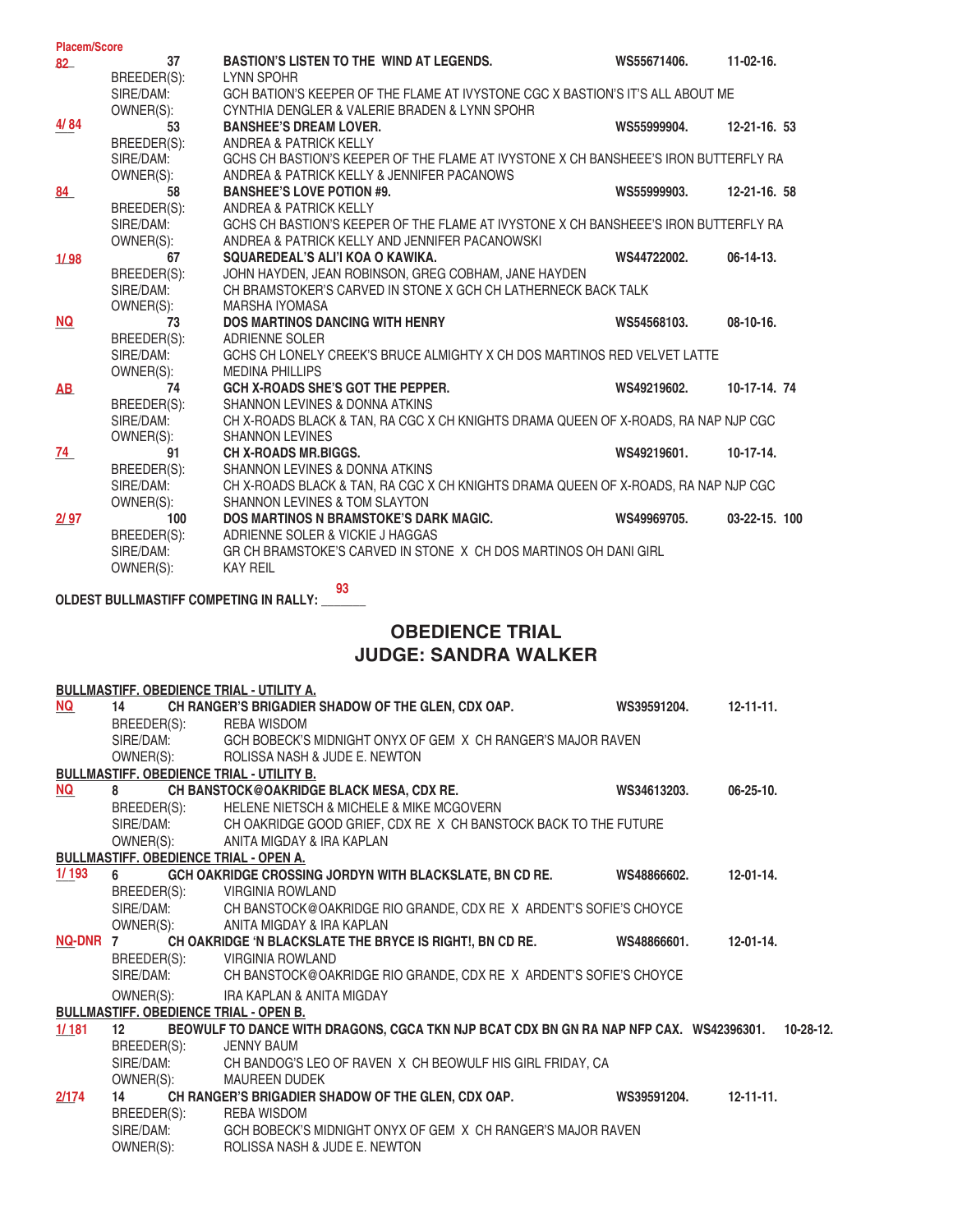Placem/Score

**82** 37 **BASTION'S LISTEN TO THE WIND AT LEGENDS.** WS55671406. 11-02-16.
BREEDER(S): LYNN SPOHR
SIRE/DAM: GCH BATION'S KEEPER OF THE FLAME AT IVYSTONE CGC X BASTION'S IT'S ALL ABOUT ME
OWNER(S): CYNTHIA DENGLER & VALERIE BRADEN & LYNN SPOHR

**4/ 84** 53 **BANSHEE'S DREAM LOVER.** WS55999904. 12-21-16. 53
BREEDER(S): ANDREA & PATRICK KELLY
SIRE/DAM: GCHS CH BASTION'S KEEPER OF THE FLAME AT IVYSTONE X CH BANSHEEE'S IRON BUTTERFLY RA
OWNER(S): ANDREA & PATRICK KELLY & JENNIFER PACANOWS

**84** 58 **BANSHEE'S LOVE POTION #9.** WS55999903. 12-21-16. 58
BREEDER(S): ANDREA & PATRICK KELLY
SIRE/DAM: GCHS CH BASTION'S KEEPER OF THE FLAME AT IVYSTONE X CH BANSHEEE'S IRON BUTTERFLY RA
OWNER(S): ANDREA & PATRICK KELLY AND JENNIFER PACANOWSKI

**1/ 98** 67 **SQUAREDEAL'S ALI'I KOA O KAWIKA.** WS44722002. 06-14-13.
BREEDER(S): JOHN HAYDEN, JEAN ROBINSON, GREG COBHAM, JANE HAYDEN
SIRE/DAM: CH BRAMSTOKER'S CARVED IN STONE X GCH CH LATHERNECK BACK TALK
OWNER(S): MARSHA IYOMASA

**NQ** 73 **DOS MARTINOS DANCING WITH HENRY** WS54568103. 08-10-16.
BREEDER(S): ADRIENNE SOLER
SIRE/DAM: GCHS CH LONELY CREEK'S BRUCE ALMIGHTY X CH DOS MARTINOS RED VELVET LATTE
OWNER(S): MEDINA PHILLIPS

**AB** 74 **GCH X-ROADS SHE'S GOT THE PEPPER.** WS49219602. 10-17-14. 74
BREEDER(S): SHANNON LEVINES & DONNA ATKINS
SIRE/DAM: CH X-ROADS BLACK & TAN, RA CGC X CH KNIGHTS DRAMA QUEEN OF X-ROADS, RA NAP NJP CGC
OWNER(S): SHANNON LEVINES

**74** 91 **CH X-ROADS MR.BIGGS.** WS49219601. 10-17-14.
BREEDER(S): SHANNON LEVINES & DONNA ATKINS
SIRE/DAM: CH X-ROADS BLACK & TAN, RA CGC X CH KNIGHTS DRAMA QUEEN OF X-ROADS, RA NAP NJP CGC
OWNER(S): SHANNON LEVINES & TOM SLAYTON

**2/ 97** 100 **DOS MARTINOS N BRAMSTOKE'S DARK MAGIC.** WS49969705. 03-22-15. 100
BREEDER(S): ADRIENNE SOLER & VICKIE J HAGGAS
SIRE/DAM: GR CH BRAMSTOKE'S CARVED IN STONE X CH DOS MARTINOS OH DANI GIRL
OWNER(S): KAY REIL

**OLDEST BULLMASTIFF COMPETING IN RALLY:** 93

## OBEDIENCE TRIAL
## JUDGE: SANDRA WALKER

**BULLMASTIFF. OBEDIENCE TRIAL - UTILITY A.**

**NQ** 14 **CH RANGER'S BRIGADIER SHADOW OF THE GLEN, CDX OAP.** WS39591204. 12-11-11.
BREEDER(S): REBA WISDOM
SIRE/DAM: GCH BOBECK'S MIDNIGHT ONYX OF GEM X CH RANGER'S MAJOR RAVEN
OWNER(S): ROLISSA NASH & JUDE E. NEWTON

**BULLMASTIFF. OBEDIENCE TRIAL - UTILITY B.**

**NQ** 8 **CH BANSTOCK@OAKRIDGE BLACK MESA, CDX RE.** WS34613203. 06-25-10.
BREEDER(S): HELENE NIETSCH & MICHELE & MIKE MCGOVERN
SIRE/DAM: CH OAKRIDGE GOOD GRIEF, CDX RE X CH BANSTOCK BACK TO THE FUTURE
OWNER(S): ANITA MIGDAY & IRA KAPLAN

**BULLMASTIFF. OBEDIENCE TRIAL - OPEN A.**

**1/ 193** 6 **GCH OAKRIDGE CROSSING JORDYN WITH BLACKSLATE, BN CD RE.** WS48866602. 12-01-14.
BREEDER(S): VIRGINIA ROWLAND
SIRE/DAM: CH BANSTOCK@OAKRIDGE RIO GRANDE, CDX RE X ARDENT'S SOFIE'S CHOYCE
OWNER(S): ANITA MIGDAY & IRA KAPLAN

**NQ-DNR** 7 **CH OAKRIDGE 'N BLACKSLATE THE BRYCE IS RIGHT!, BN CD RE.** WS48866601. 12-01-14.
BREEDER(S): VIRGINIA ROWLAND
SIRE/DAM: CH BANSTOCK@OAKRIDGE RIO GRANDE, CDX RE X ARDENT'S SOFIE'S CHOYCE
OWNER(S): IRA KAPLAN & ANITA MIGDAY

**BULLMASTIFF. OBEDIENCE TRIAL - OPEN B.**

**1/ 181** 12 **BEOWULF TO DANCE WITH DRAGONS, CGCA TKN NJP BCAT CDX BN GN RA NAP NFP CAX.** WS42396301. 10-28-12.
BREEDER(S): JENNY BAUM
SIRE/DAM: CH BANDOG'S LEO OF RAVEN X CH BEOWULF HIS GIRL FRIDAY, CA
OWNER(S): MAUREEN DUDEK

**2/174** 14 **CH RANGER'S BRIGADIER SHADOW OF THE GLEN, CDX OAP.** WS39591204. 12-11-11.
BREEDER(S): REBA WISDOM
SIRE/DAM: GCH BOBECK'S MIDNIGHT ONYX OF GEM X CH RANGER'S MAJOR RAVEN
OWNER(S): ROLISSA NASH & JUDE E. NEWTON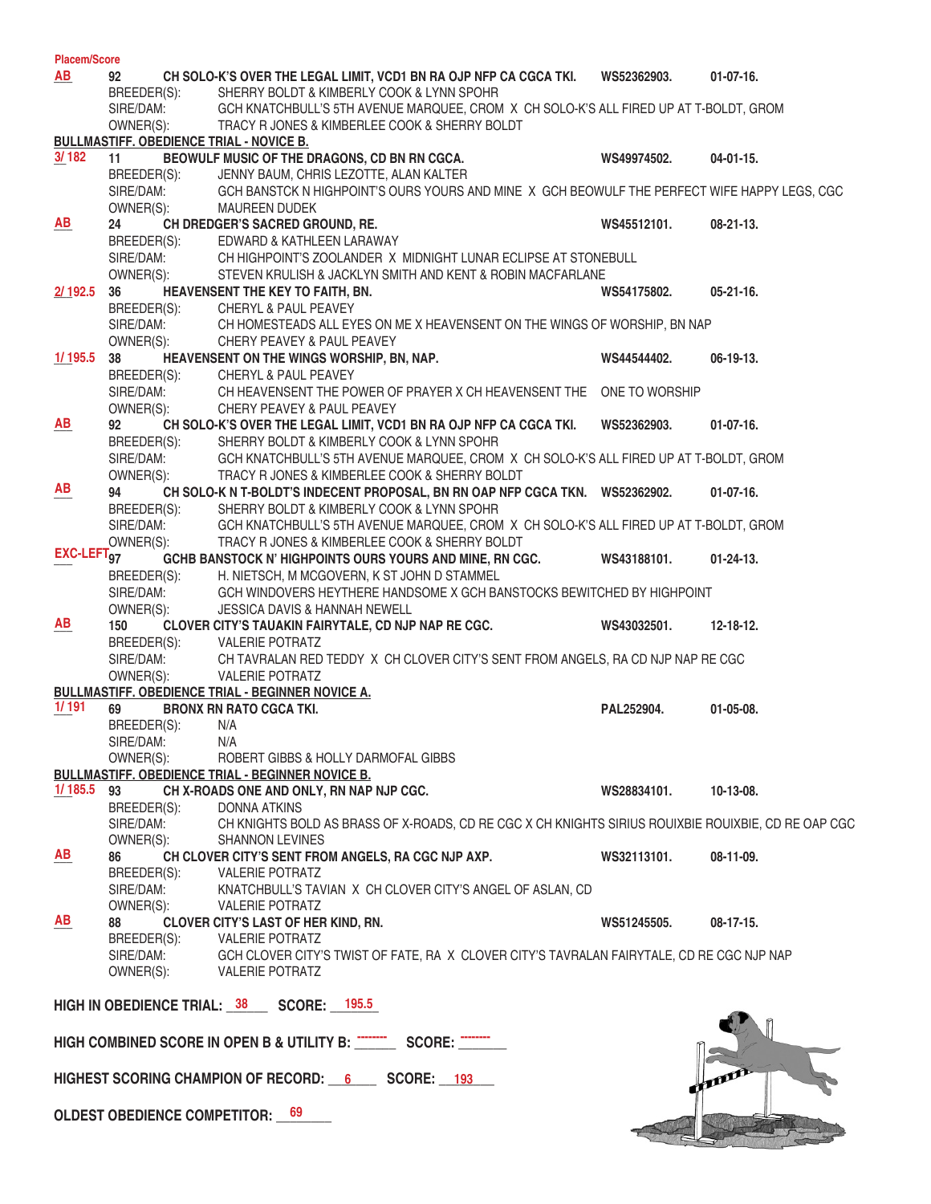Placem/Score

**AB** 92 **CH SOLO-K'S OVER THE LEGAL LIMIT, VCD1 BN RA OJP NFP CA CGCA TKI.** WS52362903. 01-07-16.
BREEDER(S): SHERRY BOLDT & KIMBERLY COOK & LYNN SPOHR
SIRE/DAM: GCH KNATCHBULL'S 5TH AVENUE MARQUEE, CROM X CH SOLO-K'S ALL FIRED UP AT T-BOLDT, GROM
OWNER(S): TRACY R JONES & KIMBERLEE COOK & SHERRY BOLDT

**BULLMASTIFF. OBEDIENCE TRIAL - NOVICE B.**

**3/ 182** 11 **BEOWULF MUSIC OF THE DRAGONS, CD BN RN CGCA.** WS49974502. 04-01-15.
BREEDER(S): JENNY BAUM, CHRIS LEZOTTE, ALAN KALTER
SIRE/DAM: GCH BANSTCK N HIGHPOINT'S OURS YOURS AND MINE X GCH BEOWULF THE PERFECT WIFE HAPPY LEGS, CGC
OWNER(S): MAUREEN DUDEK

**AB** 24 **CH DREDGER'S SACRED GROUND, RE.** WS45512101. 08-21-13.
BREEDER(S): EDWARD & KATHLEEN LARAWAY
SIRE/DAM: CH HIGHPOINT'S ZOOLANDER X MIDNIGHT LUNAR ECLIPSE AT STONEBULL
OWNER(S): STEVEN KRULISH & JACKLYN SMITH AND KENT & ROBIN MACFARLANE

**2/ 192.5** 36 **HEAVENSENT THE KEY TO FAITH, BN.** WS54175802. 05-21-16.
BREEDER(S): CHERYL & PAUL PEAVEY
SIRE/DAM: CH HOMESTEADS ALL EYES ON ME X HEAVENSENT ON THE WINGS OF WORSHIP, BN NAP
OWNER(S): CHERY PEAVEY & PAUL PEAVEY

**1/ 195.5** 38 **HEAVENSENT ON THE WINGS WORSHIP, BN, NAP.** WS44544402. 06-19-13.
BREEDER(S): CHERYL & PAUL PEAVEY
SIRE/DAM: CH HEAVENSENT THE POWER OF PRAYER X CH HEAVENSENT THE ONE TO WORSHIP
OWNER(S): CHERY PEAVEY & PAUL PEAVEY

**AB** 92 **CH SOLO-K'S OVER THE LEGAL LIMIT, VCD1 BN RA OJP NFP CA CGCA TKI.** WS52362903. 01-07-16.
BREEDER(S): SHERRY BOLDT & KIMBERLY COOK & LYNN SPOHR
SIRE/DAM: GCH KNATCHBULL'S 5TH AVENUE MARQUEE, CROM X CH SOLO-K'S ALL FIRED UP AT T-BOLDT, GROM
OWNER(S): TRACY R JONES & KIMBERLEE COOK & SHERRY BOLDT

**AB** 94 **CH SOLO-K N T-BOLDT'S INDECENT PROPOSAL, BN RN OAP NFP CGCA TKN.** WS52362902. 01-07-16.
BREEDER(S): SHERRY BOLDT & KIMBERLY COOK & LYNN SPOHR
SIRE/DAM: GCH KNATCHBULL'S 5TH AVENUE MARQUEE, CROM X CH SOLO-K'S ALL FIRED UP AT T-BOLDT, GROM
OWNER(S): TRACY R JONES & KIMBERLEE COOK & SHERRY BOLDT

**EXC-LEFT** 97 **GCHB BANSTOCK N' HIGHPOINTS OURS YOURS AND MINE, RN CGC.** WS43188101. 01-24-13.
BREEDER(S): H. NIETSCH, M MCGOVERN, K ST JOHN D STAMMEL
SIRE/DAM: GCH WINDOVERS HEYTHERE HANDSOME X GCH BANSTOCKS BEWITCHED BY HIGHPOINT
OWNER(S): JESSICA DAVIS & HANNAH NEWELL

**AB** 150 **CLOVER CITY'S TAUAKIN FAIRYTALE, CD NJP NAP RE CGC.** WS43032501. 12-18-12.
BREEDER(S): VALERIE POTRATZ
SIRE/DAM: CH TAVRALAN RED TEDDY X CH CLOVER CITY'S SENT FROM ANGELS, RA CD NJP NAP RE CGC
OWNER(S): VALERIE POTRATZ

**BULLMASTIFF. OBEDIENCE TRIAL - BEGINNER NOVICE A.**

**1/ 191** 69 **BRONX RN RATO CGCA TKI.** PAL252904. 01-05-08.
BREEDER(S): N/A
SIRE/DAM: N/A
OWNER(S): ROBERT GIBBS & HOLLY DARMOFAL GIBBS

**BULLMASTIFF. OBEDIENCE TRIAL - BEGINNER NOVICE B.**

**1/ 185.5** 93 **CH X-ROADS ONE AND ONLY, RN NAP NJP CGC.** WS28834101. 10-13-08.
BREEDER(S): DONNA ATKINS
SIRE/DAM: CH KNIGHTS BOLD AS BRASS OF X-ROADS, CD RE CGC X CH KNIGHTS SIRIUS ROUIXBIE ROUIXBIE, CD RE OAP CGC
OWNER(S): SHANNON LEVINES

**AB** 86 **CH CLOVER CITY'S SENT FROM ANGELS, RA CGC NJP AXP.** WS32113101. 08-11-09.
BREEDER(S): VALERIE POTRATZ
SIRE/DAM: KNATCHBULL'S TAVIAN X CH CLOVER CITY'S ANGEL OF ASLAN, CD
OWNER(S): VALERIE POTRATZ

**AB** 88 **CLOVER CITY'S LAST OF HER KIND, RN.** WS51245505. 08-17-15.
BREEDER(S): VALERIE POTRATZ
SIRE/DAM: GCH CLOVER CITY'S TWIST OF FATE, RA X CLOVER CITY'S TAVRALAN FAIRYTALE, CD RE CGC NJP NAP
OWNER(S): VALERIE POTRATZ

**HIGH IN OBEDIENCE TRIAL:** 38 **SCORE:** 195.5

**HIGH COMBINED SCORE IN OPEN B & UTILITY B:** -------- **SCORE:** --------

**HIGHEST SCORING CHAMPION OF RECORD:** 6 **SCORE:** 193

**OLDEST OBEDIENCE COMPETITOR:** 69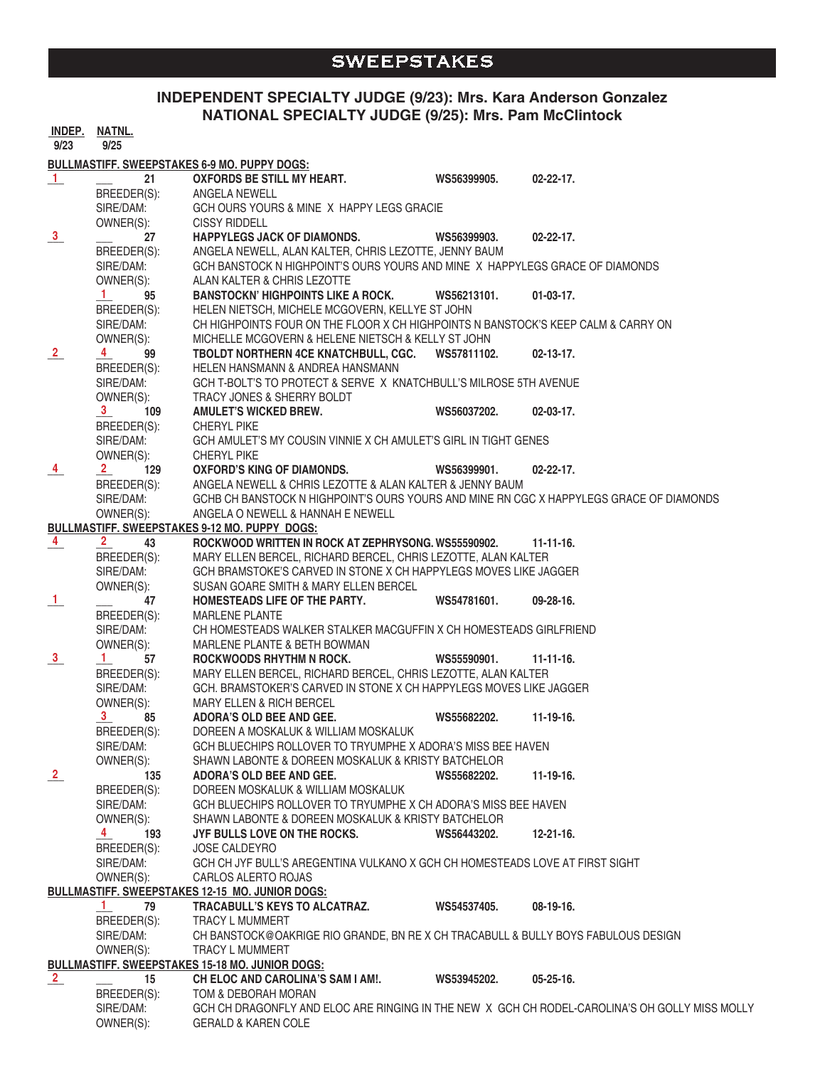# SWEEPSTAKES

## INDEPENDENT SPECIALTY JUDGE (9/23): Mrs. Kara Anderson Gonzalez
## NATIONAL SPECIALTY JUDGE (9/25): Mrs. Pam McClintock

| INDEP. 9/23 | NATNL. 9/25 | | | |
|---|---|---|---|---|

**BULLMASTIFF. SWEEPSTAKES 6-9 MO. PUPPY DOGS:**

| INDEP. | NATNL. | | | |
|---|---|---|---|---|
| 1 | ___ 21 | **OXFORDS BE STILL MY HEART.** | **WS56399905.** | **02-22-17.** |
| | BREEDER(S): | ANGELA NEWELL | | |
| | SIRE/DAM: | GCH OURS YOURS & MINE X HAPPY LEGS GRACIE | | |
| | OWNER(S): | CISSY RIDDELL | | |
| 3 | ___ 27 | **HAPPYLEGS JACK OF DIAMONDS.** | **WS56399903.** | **02-22-17.** |
| | BREEDER(S): | ANGELA NEWELL, ALAN KALTER, CHRIS LEZOTTE, JENNY BAUM | | |
| | SIRE/DAM: | GCH BANSTOCK N HIGHPOINT'S OURS YOURS AND MINE X HAPPYLEGS GRACE OF DIAMONDS | | |
| | OWNER(S): | ALAN KALTER & CHRIS LEZOTTE | | |
| | 1 95 | **BANSTOCKN' HIGHPOINTS LIKE A ROCK.** | **WS56213101.** | **01-03-17.** |
| | BREEDER(S): | HELEN NIETSCH, MICHELE MCGOVERN, KELLYE ST JOHN | | |
| | SIRE/DAM: | CH HIGHPOINTS FOUR ON THE FLOOR X CH HIGHPOINTS N BANSTOCK'S KEEP CALM & CARRY ON | | |
| | OWNER(S): | MICHELLE MCGOVERN & HELENE NIETSCH & KELLY ST JOHN | | |
| 2 | 4 99 | **TBOLDT NORTHERN 4CE KNATCHBULL, CGC.** | **WS57811102.** | **02-13-17.** |
| | BREEDER(S): | HELEN HANSMANN & ANDREA HANSMANN | | |
| | SIRE/DAM: | GCH T-BOLT'S TO PROTECT & SERVE X KNATCHBULL'S MILROSE 5TH AVENUE | | |
| | OWNER(S): | TRACY JONES & SHERRY BOLDT | | |
| | 3 109 | **AMULET'S WICKED BREW.** | **WS56037202.** | **02-03-17.** |
| | BREEDER(S): | CHERYL PIKE | | |
| | SIRE/DAM: | GCH AMULET'S MY COUSIN VINNIE X CH AMULET'S GIRL IN TIGHT GENES | | |
| | OWNER(S): | CHERYL PIKE | | |
| 4 | 2 129 | **OXFORD'S KING OF DIAMONDS.** | **WS56399901.** | **02-22-17.** |
| | BREEDER(S): | ANGELA NEWELL & CHRIS LEZOTTE & ALAN KALTER & JENNY BAUM | | |
| | SIRE/DAM: | GCHB CH BANSTOCK N HIGHPOINT'S OURS YOURS AND MINE RN CGC X HAPPYLEGS GRACE OF DIAMONDS | | |
| | OWNER(S): | ANGELA O NEWELL & HANNAH E NEWELL | | |

**BULLMASTIFF. SWEEPSTAKES 9-12 MO. PUPPY DOGS:**

| INDEP. | NATNL. | | | |
|---|---|---|---|---|
| 4 | 2 43 | **ROCKWOOD WRITTEN IN ROCK AT ZEPHRYSONG.** | **WS55590902.** | **11-11-16.** |
| | BREEDER(S): | MARY ELLEN BERCEL, RICHARD BERCEL, CHRIS LEZOTTE, ALAN KALTER | | |
| | SIRE/DAM: | GCH BRAMSTOKE'S CARVED IN STONE X CH HAPPYLEGS MOVES LIKE JAGGER | | |
| | OWNER(S): | SUSAN GOARE SMITH & MARY ELLEN BERCEL | | |
| 1 | ___ 47 | **HOMESTEADS LIFE OF THE PARTY.** | **WS54781601.** | **09-28-16.** |
| | BREEDER(S): | MARLENE PLANTE | | |
| | SIRE/DAM: | CH HOMESTEADS WALKER STALKER MACGUFFIN X CH HOMESTEADS GIRLFRIEND | | |
| | OWNER(S): | MARLENE PLANTE & BETH BOWMAN | | |
| 3 | 1 57 | **ROCKWOODS RHYTHM N ROCK.** | **WS55590901.** | **11-11-16.** |
| | BREEDER(S): | MARY ELLEN BERCEL, RICHARD BERCEL, CHRIS LEZOTTE, ALAN KALTER | | |
| | SIRE/DAM: | GCH. BRAMSTOKER'S CARVED IN STONE X CH HAPPYLEGS MOVES LIKE JAGGER | | |
| | OWNER(S): | MARY ELLEN & RICH BERCEL | | |
| | 3 85 | **ADORA'S OLD BEE AND GEE.** | **WS55682202.** | **11-19-16.** |
| | BREEDER(S): | DOREEN A MOSKALUK & WILLIAM MOSKALUK | | |
| | SIRE/DAM: | GCH BLUECHIPS ROLLOVER TO TRYUMPHE X ADORA'S MISS BEE HAVEN | | |
| | OWNER(S): | SHAWN LABONTE & DOREEN MOSKALUK & KRISTY BATCHELOR | | |
| 2 | 135 | **ADORA'S OLD BEE AND GEE.** | **WS55682202.** | **11-19-16.** |
| | BREEDER(S): | DOREEN MOSKALUK & WILLIAM MOSKALUK | | |
| | SIRE/DAM: | GCH BLUECHIPS ROLLOVER TO TRYUMPHE X CH ADORA'S MISS BEE HAVEN | | |
| | OWNER(S): | SHAWN LABONTE & DOREEN MOSKALUK & KRISTY BATCHELOR | | |
| | 4 193 | **JYF BULLS LOVE ON THE ROCKS.** | **WS56443202.** | **12-21-16.** |
| | BREEDER(S): | JOSE CALDEYRO | | |
| | SIRE/DAM: | GCH CH JYF BULL'S AREGENTINA VULKANO X GCH CH HOMESTEADS LOVE AT FIRST SIGHT | | |
| | OWNER(S): | CARLOS ALERTO ROJAS | | |

**BULLMASTIFF. SWEEPSTAKES 12-15 MO. JUNIOR DOGS:**

| INDEP. | NATNL. | | | |
|---|---|---|---|---|
| | 1 79 | **TRACABULL'S KEYS TO ALCATRAZ.** | **WS54537405.** | **08-19-16.** |
| | BREEDER(S): | TRACY L MUMMERT | | |
| | SIRE/DAM: | CH BANSTOCK@OAKRIGE RIO GRANDE, BN RE X CH TRACABULL & BULLY BOYS FABULOUS DESIGN | | |
| | OWNER(S): | TRACY L MUMMERT | | |

**BULLMASTIFF. SWEEPSTAKES 15-18 MO. JUNIOR DOGS:**

| INDEP. | NATNL. | | | |
|---|---|---|---|---|
| 2 | ___ 15 | **CH ELOC AND CAROLINA'S SAM I AM!.** | **WS53945202.** | **05-25-16.** |
| | BREEDER(S): | TOM & DEBORAH MORAN | | |
| | SIRE/DAM: | GCH CH DRAGONFLY AND ELOC ARE RINGING IN THE NEW X GCH CH RODEL-CAROLINA'S OH GOLLY MISS MOLLY | | |
| | OWNER(S): | GERALD & KAREN COLE | | |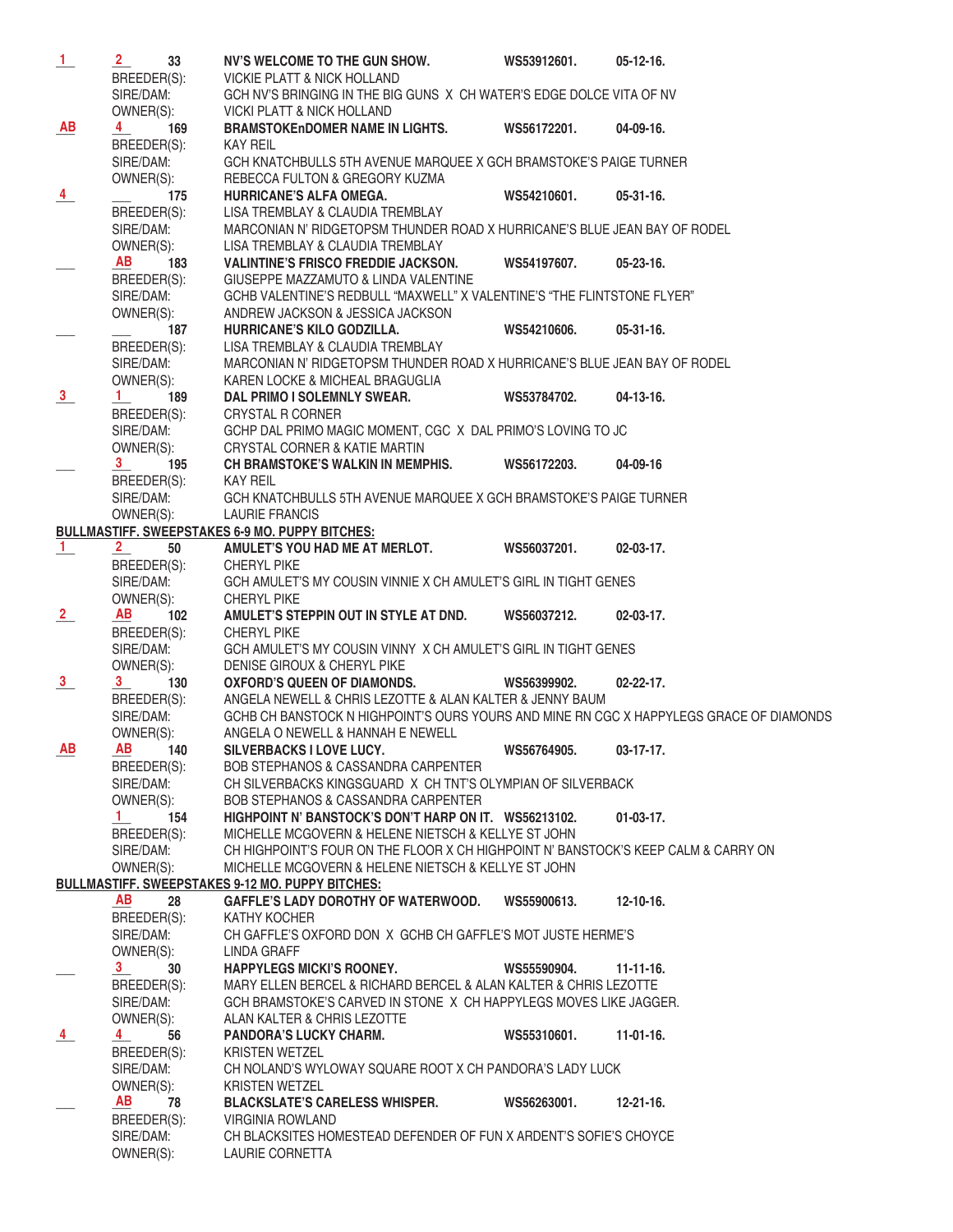1 2 33 **NV'S WELCOME TO THE GUN SHOW.** WS53912601. 05-12-16.
BREEDER(S): VICKIE PLATT & NICK HOLLAND
SIRE/DAM: GCH NV'S BRINGING IN THE BIG GUNS X CH WATER'S EDGE DOLCE VITA OF NV
OWNER(S): VICKI PLATT & NICK HOLLAND

AB 4 169 **BRAMSTOKEnDOMER NAME IN LIGHTS.** WS56172201. 04-09-16.
BREEDER(S): KAY REIL
SIRE/DAM: GCH KNATCHBULLS 5TH AVENUE MARQUEE X GCH BRAMSTOKE'S PAIGE TURNER
OWNER(S): REBECCA FULTON & GREGORY KUZMA

4 ___ 175 **HURRICANE'S ALFA OMEGA.** WS54210601. 05-31-16.
BREEDER(S): LISA TREMBLAY & CLAUDIA TREMBLAY
SIRE/DAM: MARCONIAN N' RIDGETOPSM THUNDER ROAD X HURRICANE'S BLUE JEAN BAY OF RODEL
OWNER(S): LISA TREMBLAY & CLAUDIA TREMBLAY

___ AB 183 **VALINTINE'S FRISCO FREDDIE JACKSON.** WS54197607. 05-23-16.
BREEDER(S): GIUSEPPE MAZZAMUTO & LINDA VALENTINE
SIRE/DAM: GCHB VALENTINE'S REDBULL "MAXWELL" X VALENTINE'S "THE FLINTSTONE FLYER"
OWNER(S): ANDREW JACKSON & JESSICA JACKSON

___ ___ 187 **HURRICANE'S KILO GODZILLA.** WS54210606. 05-31-16.
BREEDER(S): LISA TREMBLAY & CLAUDIA TREMBLAY
SIRE/DAM: MARCONIAN N' RIDGETOPSM THUNDER ROAD X HURRICANE'S BLUE JEAN BAY OF RODEL
OWNER(S): KAREN LOCKE & MICHEAL BRAGUGLIA

3 1 189 **DAL PRIMO I SOLEMNLY SWEAR.** WS53784702. 04-13-16.
BREEDER(S): CRYSTAL R CORNER
SIRE/DAM: GCHP DAL PRIMO MAGIC MOMENT, CGC X DAL PRIMO'S LOVING TO JC
OWNER(S): CRYSTAL CORNER & KATIE MARTIN

___ 3 195 **CH BRAMSTOKE'S WALKIN IN MEMPHIS.** WS56172203. 04-09-16
BREEDER(S): KAY REIL
SIRE/DAM: GCH KNATCHBULLS 5TH AVENUE MARQUEE X GCH BRAMSTOKE'S PAIGE TURNER
OWNER(S): LAURIE FRANCIS

**BULLMASTIFF. SWEEPSTAKES 6-9 MO. PUPPY BITCHES:**

1 2 50 **AMULET'S YOU HAD ME AT MERLOT.** WS56037201. 02-03-17.
BREEDER(S): CHERYL PIKE
SIRE/DAM: GCH AMULET'S MY COUSIN VINNIE X CH AMULET'S GIRL IN TIGHT GENES
OWNER(S): CHERYL PIKE

2 AB 102 **AMULET'S STEPPIN OUT IN STYLE AT DND.** WS56037212. 02-03-17.
BREEDER(S): CHERYL PIKE
SIRE/DAM: GCH AMULET'S MY COUSIN VINNY X CH AMULET'S GIRL IN TIGHT GENES
OWNER(S): DENISE GIROUX & CHERYL PIKE

3 3 130 **OXFORD'S QUEEN OF DIAMONDS.** WS56399902. 02-22-17.
BREEDER(S): ANGELA NEWELL & CHRIS LEZOTTE & ALAN KALTER & JENNY BAUM
SIRE/DAM: GCHB CH BANSTOCK N HIGHPOINT'S OURS YOURS AND MINE RN CGC X HAPPYLEGS GRACE OF DIAMONDS
OWNER(S): ANGELA O NEWELL & HANNAH E NEWELL

AB AB 140 **SILVERBACKS I LOVE LUCY.** WS56764905. 03-17-17.
BREEDER(S): BOB STEPHANOS & CASSANDRA CARPENTER
SIRE/DAM: CH SILVERBACKS KINGSGUARD X CH TNT'S OLYMPIAN OF SILVERBACK
OWNER(S): BOB STEPHANOS & CASSANDRA CARPENTER

1 154 **HIGHPOINT N' BANSTOCK'S DON'T HARP ON IT.** WS56213102. 01-03-17.
BREEDER(S): MICHELLE MCGOVERN & HELENE NIETSCH & KELLYE ST JOHN
SIRE/DAM: CH HIGHPOINT'S FOUR ON THE FLOOR X CH HIGHPOINT N' BANSTOCK'S KEEP CALM & CARRY ON
OWNER(S): MICHELLE MCGOVERN & HELENE NIETSCH & KELLYE ST JOHN

**BULLMASTIFF. SWEEPSTAKES 9-12 MO. PUPPY BITCHES:**

AB 28 **GAFFLE'S LADY DOROTHY OF WATERWOOD.** WS55900613. 12-10-16.
BREEDER(S): KATHY KOCHER
SIRE/DAM: CH GAFFLE'S OXFORD DON X GCHB CH GAFFLE'S MOT JUSTE HERME'S
OWNER(S): LINDA GRAFF

___ 3 30 **HAPPYLEGS MICKI'S ROONEY.** WS55590904. 11-11-16.
BREEDER(S): MARY ELLEN BERCEL & RICHARD BERCEL & ALAN KALTER & CHRIS LEZOTTE
SIRE/DAM: GCH BRAMSTOKE'S CARVED IN STONE X CH HAPPYLEGS MOVES LIKE JAGGER.
OWNER(S): ALAN KALTER & CHRIS LEZOTTE

4 4 56 **PANDORA'S LUCKY CHARM.** WS55310601. 11-01-16.
BREEDER(S): KRISTEN WETZEL
SIRE/DAM: CH NOLAND'S WYLOWAY SQUARE ROOT X CH PANDORA'S LADY LUCK
OWNER(S): KRISTEN WETZEL

___ AB 78 **BLACKSLATE'S CARELESS WHISPER.** WS56263001. 12-21-16.
BREEDER(S): VIRGINIA ROWLAND
SIRE/DAM: CH BLACKSITES HOMESTEAD DEFENDER OF FUN X ARDENT'S SOFIE'S CHOYCE
OWNER(S): LAURIE CORNETTA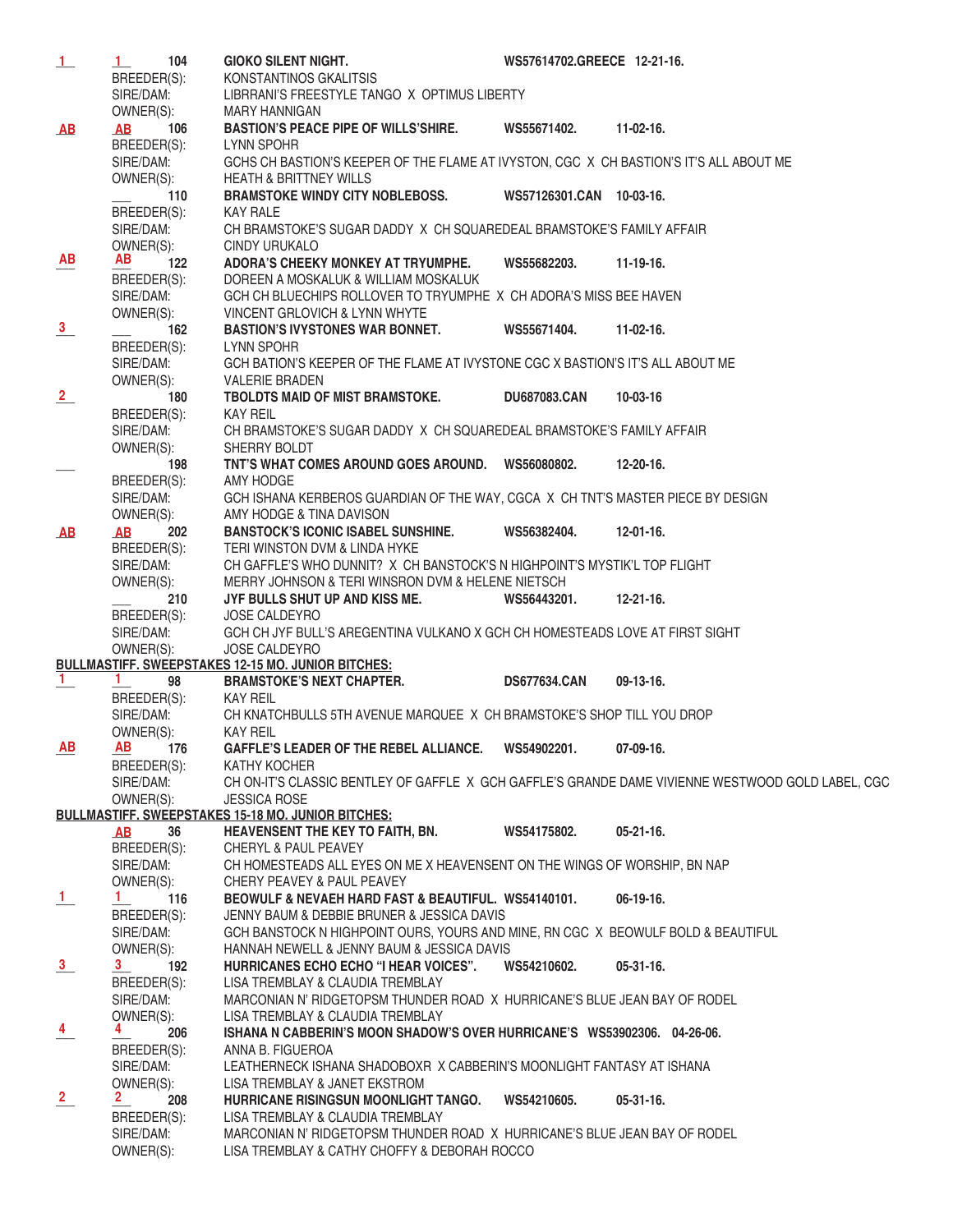**1** **1** 104 **GIOKO SILENT NIGHT.** **WS57614702.GREECE 12-21-16.**
BREEDER(S): KONSTANTINOS GKALITSIS
SIRE/DAM: LIBRRANI'S FREESTYLE TANGO X OPTIMUS LIBERTY
OWNER(S): MARY HANNIGAN

**AB** **AB** 106 **BASTION'S PEACE PIPE OF WILLS'SHIRE.** **WS55671402.** **11-02-16.**
BREEDER(S): LYNN SPOHR
SIRE/DAM: GCHS CH BASTION'S KEEPER OF THE FLAME AT IVYSTON, CGC X CH BASTION'S IT'S ALL ABOUT ME
OWNER(S): HEATH & BRITTNEY WILLS

___ 110 **BRAMSTOKE WINDY CITY NOBLEBOSS.** **WS57126301.CAN 10-03-16.**
BREEDER(S): KAY RALE
SIRE/DAM: CH BRAMSTOKE'S SUGAR DADDY X CH SQUAREDEAL BRAMSTOKE'S FAMILY AFFAIR
OWNER(S): CINDY URUKALO

**AB** **AB** 122 **ADORA'S CHEEKY MONKEY AT TRYUMPHE.** **WS55682203.** **11-19-16.**
BREEDER(S): DOREEN A MOSKALUK & WILLIAM MOSKALUK
SIRE/DAM: GCH CH BLUECHIPS ROLLOVER TO TRYUMPHE X CH ADORA'S MISS BEE HAVEN
OWNER(S): VINCENT GRLOVICH & LYNN WHYTE

**3** ___ 162 **BASTION'S IVYSTONES WAR BONNET.** **WS55671404.** **11-02-16.**
BREEDER(S): LYNN SPOHR
SIRE/DAM: GCH BATION'S KEEPER OF THE FLAME AT IVYSTONE CGC X BASTION'S IT'S ALL ABOUT ME
OWNER(S): VALERIE BRADEN

**2** 180 **TBOLDTS MAID OF MIST BRAMSTOKE.** **DU687083.CAN** **10-03-16**
BREEDER(S): KAY REIL
SIRE/DAM: CH BRAMSTOKE'S SUGAR DADDY X CH SQUAREDEAL BRAMSTOKE'S FAMILY AFFAIR
OWNER(S): SHERRY BOLDT

___ 198 **TNT'S WHAT COMES AROUND GOES AROUND.** **WS56080802.** **12-20-16.**
BREEDER(S): AMY HODGE
SIRE/DAM: GCH ISHANA KERBEROS GUARDIAN OF THE WAY, CGCA X CH TNT'S MASTER PIECE BY DESIGN
OWNER(S): AMY HODGE & TINA DAVISON

**AB** **AB** 202 **BANSTOCK'S ICONIC ISABEL SUNSHINE.** **WS56382404.** **12-01-16.**
BREEDER(S): TERI WINSTON DVM & LINDA HYKE
SIRE/DAM: CH GAFFLE'S WHO DUNNIT? X CH BANSTOCK'S N HIGHPOINT'S MYSTIK'L TOP FLIGHT
OWNER(S): MERRY JOHNSON & TERI WINSRON DVM & HELENE NIETSCH

___ 210 **JYF BULLS SHUT UP AND KISS ME.** **WS56443201.** **12-21-16.**
BREEDER(S): JOSE CALDEYRO
SIRE/DAM: GCH CH JYF BULL'S AREGENTINA VULKANO X GCH CH HOMESTEADS LOVE AT FIRST SIGHT
OWNER(S): JOSE CALDEYRO

**BULLMASTIFF. SWEEPSTAKES 12-15 MO. JUNIOR BITCHES:**

**1** **1** 98 **BRAMSTOKE'S NEXT CHAPTER.** **DS677634.CAN** **09-13-16.**
BREEDER(S): KAY REIL
SIRE/DAM: CH KNATCHBULLS 5TH AVENUE MARQUEE X CH BRAMSTOKE'S SHOP TILL YOU DROP
OWNER(S): KAY REIL

**AB** **AB** 176 **GAFFLE'S LEADER OF THE REBEL ALLIANCE.** **WS54902201.** **07-09-16.**
BREEDER(S): KATHY KOCHER
SIRE/DAM: CH ON-IT'S CLASSIC BENTLEY OF GAFFLE X GCH GAFFLE'S GRANDE DAME VIVIENNE WESTWOOD GOLD LABEL, CGC
OWNER(S): JESSICA ROSE

**BULLMASTIFF. SWEEPSTAKES 15-18 MO. JUNIOR BITCHES:**

**AB** 36 **HEAVENSENT THE KEY TO FAITH, BN.** **WS54175802.** **05-21-16.**
BREEDER(S): CHERYL & PAUL PEAVEY
SIRE/DAM: CH HOMESTEADS ALL EYES ON ME X HEAVENSENT ON THE WINGS OF WORSHIP, BN NAP
OWNER(S): CHERY PEAVEY & PAUL PEAVEY

**1** **1** 116 **BEOWULF & NEVAEH HARD FAST & BEAUTIFUL.** **WS54140101.** **06-19-16.**
BREEDER(S): JENNY BAUM & DEBBIE BRUNER & JESSICA DAVIS
SIRE/DAM: GCH BANSTOCK N HIGHPOINT OURS, YOURS AND MINE, RN CGC X BEOWULF BOLD & BEAUTIFUL
OWNER(S): HANNAH NEWELL & JENNY BAUM & JESSICA DAVIS

**3** **3** 192 **HURRICANES ECHO ECHO "I HEAR VOICES".** **WS54210602.** **05-31-16.**
BREEDER(S): LISA TREMBLAY & CLAUDIA TREMBLAY
SIRE/DAM: MARCONIAN N' RIDGETOPSM THUNDER ROAD X HURRICANE'S BLUE JEAN BAY OF RODEL
OWNER(S): LISA TREMBLAY & CLAUDIA TREMBLAY

**4** **4** 206 **ISHANA N CABBERIN'S MOON SHADOW'S OVER HURRICANE'S** **WS53902306.** **04-26-06.**
BREEDER(S): ANNA B. FIGUEROA
SIRE/DAM: LEATHERNECK ISHANA SHADOBOXR X CABBERIN'S MOONLIGHT FANTASY AT ISHANA
OWNER(S): LISA TREMBLAY & JANET EKSTROM

**2** **2** 208 **HURRICANE RISINGSUN MOONLIGHT TANGO.** **WS54210605.** **05-31-16.**
BREEDER(S): LISA TREMBLAY & CLAUDIA TREMBLAY
SIRE/DAM: MARCONIAN N' RIDGETOPSM THUNDER ROAD X HURRICANE'S BLUE JEAN BAY OF RODEL
OWNER(S): LISA TREMBLAY & CATHY CHOFFY & DEBORAH ROCCO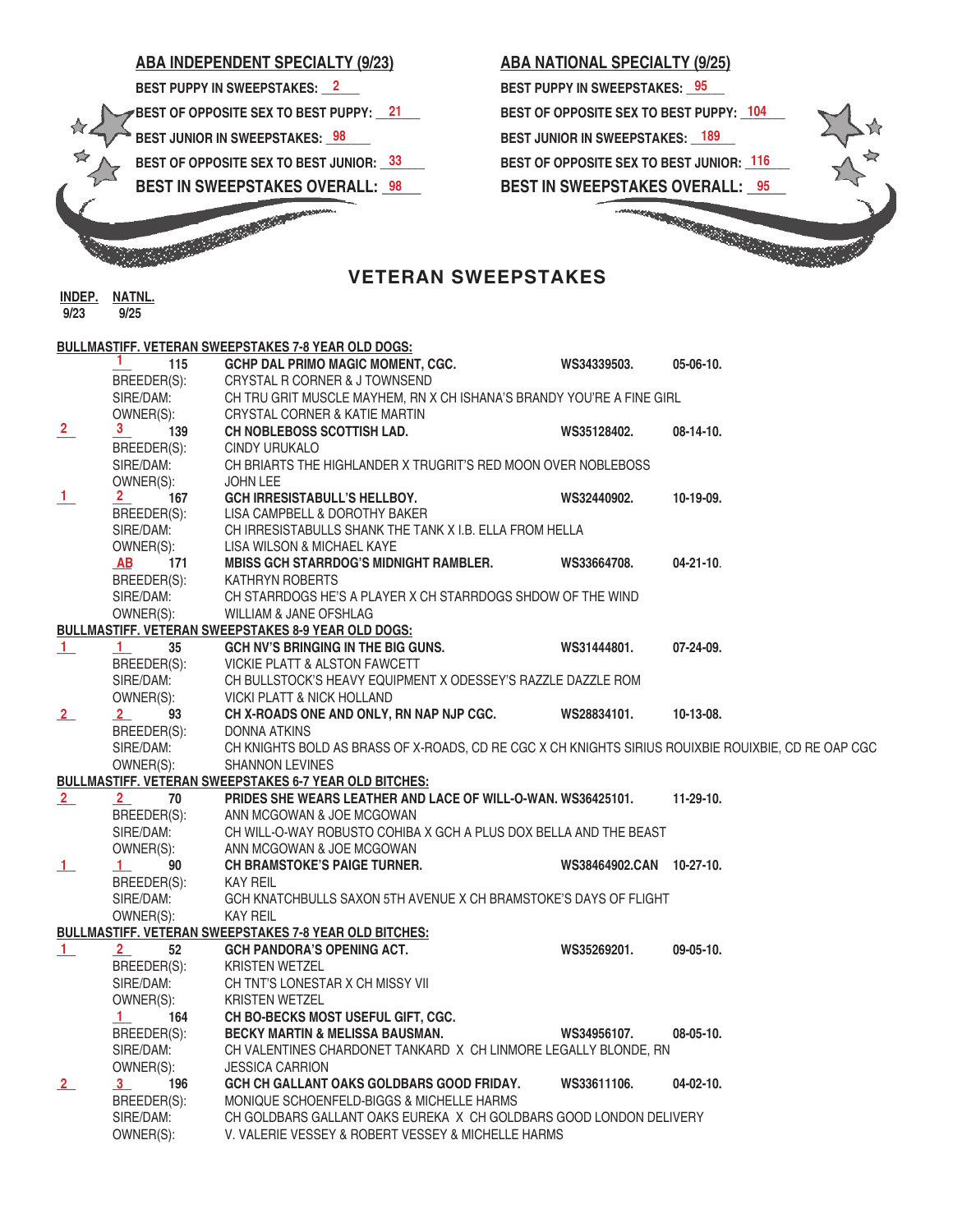## ABA INDEPENDENT SPECIALTY (9/23)

**BEST PUPPY IN SWEEPSTAKES:** 2

**BEST OF OPPOSITE SEX TO BEST PUPPY:** 21

**BEST JUNIOR IN SWEEPSTAKES:** 98

**BEST OF OPPOSITE SEX TO BEST JUNIOR:** 33

**BEST IN SWEEPSTAKES OVERALL:** 98

## ABA NATIONAL SPECIALTY (9/25)

**BEST PUPPY IN SWEEPSTAKES:** 95

**BEST OF OPPOSITE SEX TO BEST PUPPY:** 104

**BEST JUNIOR IN SWEEPSTAKES:** 189

**BEST OF OPPOSITE SEX TO BEST JUNIOR:** 116

**BEST IN SWEEPSTAKES OVERALL:** 95

# VETERAN SWEEPSTAKES

**INDEP. 9/23** | **NATNL. 9/25**

### BULLMASTIFF. VETERAN SWEEPSTAKES 7-8 YEAR OLD DOGS:

| INDEP. 9/23 | NATNL. 9/25 | # | | | |
|---|---|---|---|---|---|
| | 1 | 115 | **GCHP DAL PRIMO MAGIC MOMENT, CGC.** | WS34339503. | 05-06-10. |
| | BREEDER(S): | | CRYSTAL R CORNER & J TOWNSEND | | |
| | SIRE/DAM: | | CH TRU GRIT MUSCLE MAYHEM, RN X CH ISHANA'S BRANDY YOU'RE A FINE GIRL | | |
| | OWNER(S): | | CRYSTAL CORNER & KATIE MARTIN | | |
| 2 | 3 | 139 | **CH NOBLEBOSS SCOTTISH LAD.** | WS35128402. | 08-14-10. |
| | BREEDER(S): | | CINDY URUKALO | | |
| | SIRE/DAM: | | CH BRIARTS THE HIGHLANDER X TRUGRIT'S RED MOON OVER NOBLEBOSS | | |
| | OWNER(S): | | JOHN LEE | | |
| 1 | 2 | 167 | **GCH IRRESISTABULL'S HELLBOY.** | WS32440902. | 10-19-09. |
| | BREEDER(S): | | LISA CAMPBELL & DOROTHY BAKER | | |
| | SIRE/DAM: | | CH IRRESISTABULLS SHANK THE TANK X I.B. ELLA FROM HELLA | | |
| | OWNER(S): | | LISA WILSON & MICHAEL KAYE | | |
| | AB | 171 | **MBISS GCH STARRDOG'S MIDNIGHT RAMBLER.** | WS33664708. | 04-21-10. |
| | BREEDER(S): | | KATHRYN ROBERTS | | |
| | SIRE/DAM: | | CH STARRDOGS HE'S A PLAYER X CH STARRDOGS SHDOW OF THE WIND | | |
| | OWNER(S): | | WILLIAM & JANE OFSHLAG | | |

### BULLMASTIFF. VETERAN SWEEPSTAKES 8-9 YEAR OLD DOGS:

| INDEP. 9/23 | NATNL. 9/25 | # | | | |
|---|---|---|---|---|---|
| 1 | 1 | 35 | **GCH NV'S BRINGING IN THE BIG GUNS.** | WS31444801. | 07-24-09. |
| | BREEDER(S): | | VICKIE PLATT & ALSTON FAWCETT | | |
| | SIRE/DAM: | | CH BULLSTOCK'S HEAVY EQUIPMENT X ODESSEY'S RAZZLE DAZZLE ROM | | |
| | OWNER(S): | | VICKI PLATT & NICK HOLLAND | | |
| 2 | 2 | 93 | **CH X-ROADS ONE AND ONLY, RN NAP NJP CGC.** | WS28834101. | 10-13-08. |
| | BREEDER(S): | | DONNA ATKINS | | |
| | SIRE/DAM: | | CH KNIGHTS BOLD AS BRASS OF X-ROADS, CD RE CGC X CH KNIGHTS SIRIUS ROUIXBIE ROUIXBIE, CD RE OAP CGC | | |
| | OWNER(S): | | SHANNON LEVINES | | |

### BULLMASTIFF. VETERAN SWEEPSTAKES 6-7 YEAR OLD BITCHES:

| INDEP. 9/23 | NATNL. 9/25 | # | | | |
|---|---|---|---|---|---|
| 2 | 2 | 70 | **PRIDES SHE WEARS LEATHER AND LACE OF WILL-O-WAN.** | WS36425101. | 11-29-10. |
| | BREEDER(S): | | ANN MCGOWAN & JOE MCGOWAN | | |
| | SIRE/DAM: | | CH WILL-O-WAY ROBUSTO COHIBA X GCH A PLUS DOX BELLA AND THE BEAST | | |
| | OWNER(S): | | ANN MCGOWAN & JOE MCGOWAN | | |
| 1 | 1 | 90 | **CH BRAMSTOKE'S PAIGE TURNER.** | WS38464902.CAN | 10-27-10. |
| | BREEDER(S): | | KAY REIL | | |
| | SIRE/DAM: | | GCH KNATCHBULLS SAXON 5TH AVENUE X CH BRAMSTOKE'S DAYS OF FLIGHT | | |
| | OWNER(S): | | KAY REIL | | |

### BULLMASTIFF. VETERAN SWEEPSTAKES 7-8 YEAR OLD BITCHES:

| INDEP. 9/23 | NATNL. 9/25 | # | | | |
|---|---|---|---|---|---|
| 1 | 2 | 52 | **GCH PANDORA'S OPENING ACT.** | WS35269201. | 09-05-10. |
| | BREEDER(S): | | KRISTEN WETZEL | | |
| | SIRE/DAM: | | CH TNT'S LONESTAR X CH MISSY VII | | |
| | OWNER(S): | | KRISTEN WETZEL | | |
| | 1 | 164 | **CH BO-BECKS MOST USEFUL GIFT, CGC.** | | |
| | BREEDER(S): | | **BECKY MARTIN & MELISSA BAUSMAN.** | WS34956107. | 08-05-10. |
| | SIRE/DAM: | | CH VALENTINES CHARDONET TANKARD X CH LINMORE LEGALLY BLONDE, RN | | |
| | OWNER(S): | | JESSICA CARRION | | |
| 2 | 3 | 196 | **GCH CH GALLANT OAKS GOLDBARS GOOD FRIDAY.** | WS33611106. | 04-02-10. |
| | BREEDER(S): | | MONIQUE SCHOENFELD-BIGGS & MICHELLE HARMS | | |
| | SIRE/DAM: | | CH GOLDBARS GALLANT OAKS EUREKA X CH GOLDBARS GOOD LONDON DELIVERY | | |
| | OWNER(S): | | V. VALERIE VESSEY & ROBERT VESSEY & MICHELLE HARMS | | |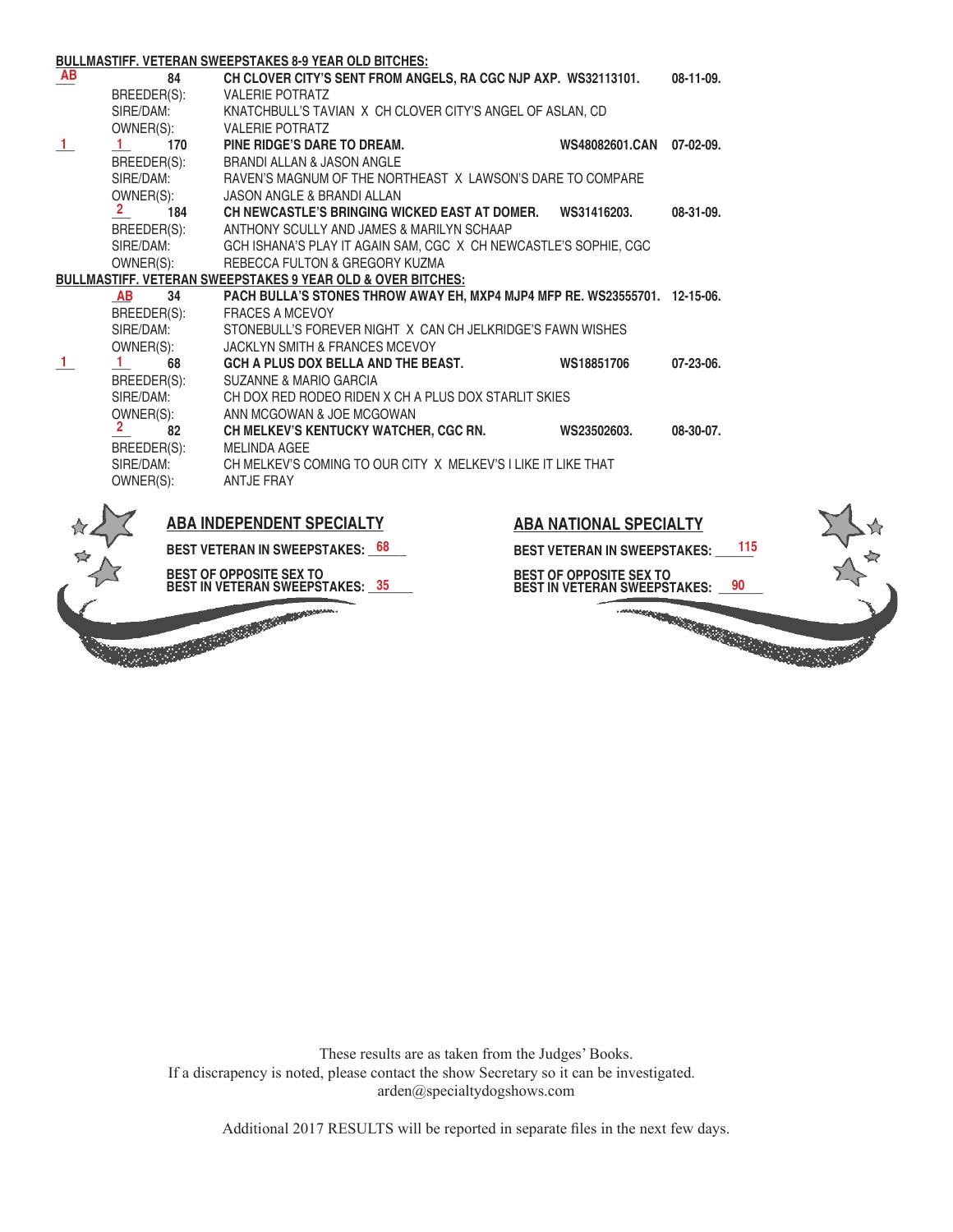**BULLMASTIFF. VETERAN SWEEPSTAKES 8-9 YEAR OLD BITCHES:**

AB | 84 | **CH CLOVER CITY'S SENT FROM ANGELS, RA CGC NJP AXP. WS32113101. 08-11-09.**
BREEDER(S): VALERIE POTRATZ
SIRE/DAM: KNATCHBULL'S TAVIAN X CH CLOVER CITY'S ANGEL OF ASLAN, CD
OWNER(S): VALERIE POTRATZ

1 | 1 | 170 | **PINE RIDGE'S DARE TO DREAM. WS48082601.CAN 07-02-09.**
BREEDER(S): BRANDI ALLAN & JASON ANGLE
SIRE/DAM: RAVEN'S MAGNUM OF THE NORTHEAST X LAWSON'S DARE TO COMPARE
OWNER(S): JASON ANGLE & BRANDI ALLAN

2 | 184 | **CH NEWCASTLE'S BRINGING WICKED EAST AT DOMER. WS31416203. 08-31-09.**
BREEDER(S): ANTHONY SCULLY AND JAMES & MARILYN SCHAAP
SIRE/DAM: GCH ISHANA'S PLAY IT AGAIN SAM, CGC X CH NEWCASTLE'S SOPHIE, CGC
OWNER(S): REBECCA FULTON & GREGORY KUZMA

**BULLMASTIFF. VETERAN SWEEPSTAKES 9 YEAR OLD & OVER BITCHES:**

AB | 34 | **PACH BULLA'S STONES THROW AWAY EH, MXP4 MJP4 MFP RE. WS23555701. 12-15-06.**
BREEDER(S): FRACES A MCEVOY
SIRE/DAM: STONEBULL'S FOREVER NIGHT X CAN CH JELKRIDGE'S FAWN WISHES
OWNER(S): JACKLYN SMITH & FRANCES MCEVOY

1 | 1 | 68 | **GCH A PLUS DOX BELLA AND THE BEAST. WS18851706 07-23-06.**
BREEDER(S): SUZANNE & MARIO GARCIA
SIRE/DAM: CH DOX RED RODEO RIDEN X CH A PLUS DOX STARLIT SKIES
OWNER(S): ANN MCGOWAN & JOE MCGOWAN

2 | 82 | **CH MELKEV'S KENTUCKY WATCHER, CGC RN. WS23502603. 08-30-07.**
BREEDER(S): MELINDA AGEE
SIRE/DAM: CH MELKEV'S COMING TO OUR CITY X MELKEV'S I LIKE IT LIKE THAT
OWNER(S): ANTJE FRAY

## ABA INDEPENDENT SPECIALTY

**BEST VETERAN IN SWEEPSTAKES:** 68

**BEST OF OPPOSITE SEX TO BEST IN VETERAN SWEEPSTAKES:** 35

## ABA NATIONAL SPECIALTY

**BEST VETERAN IN SWEEPSTAKES:** 115

**BEST OF OPPOSITE SEX TO BEST IN VETERAN SWEEPSTAKES:** 90

These results are as taken from the Judges' Books.
If a discrepancy is noted, please contact the show Secretary so it can be investigated.
arden@specialtydogshows.com

Additional 2017 RESULTS will be reported in separate files in the next few days.